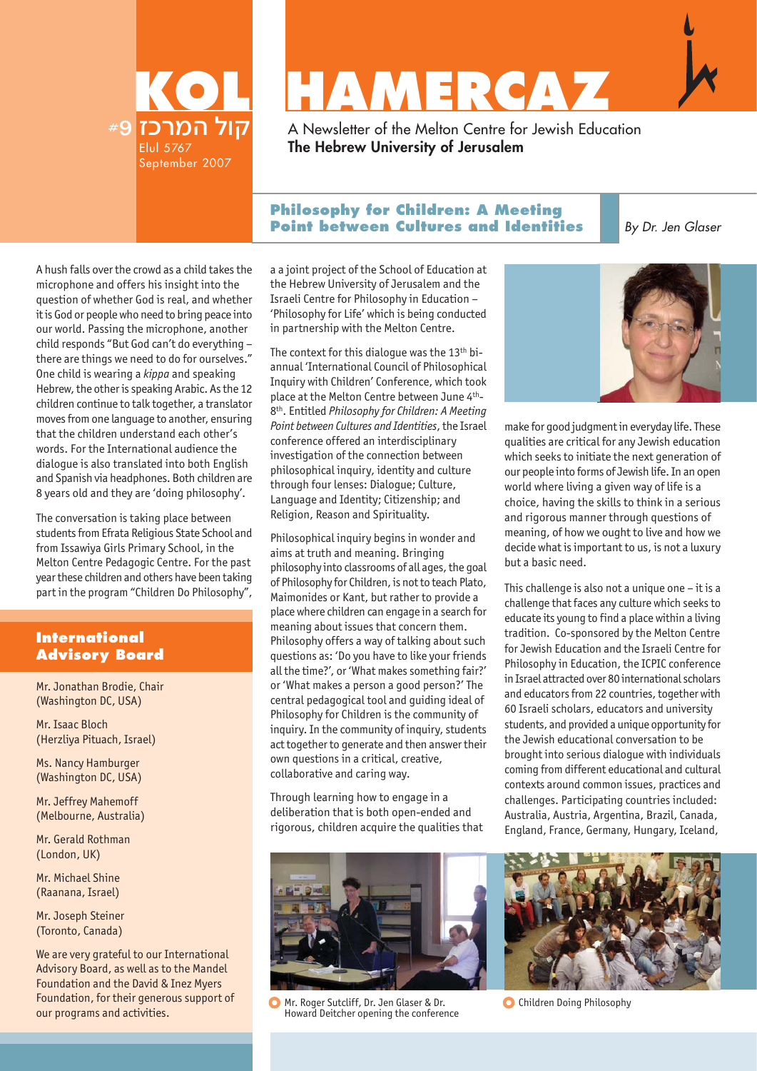# KOL HAMERCAZ

#9 קול המרכז

Elul 5767
September 2007

A Newsletter of the Melton Centre for Jewish Education
**The Hebrew University of Jerusalem**

## Philosophy for Children: A Meeting Point between Cultures and Identities

*By Dr. Jen Glaser*

A hush falls over the crowd as a child takes the microphone and offers his insight into the question of whether God is real, and whether it is God or people who need to bring peace into our world. Passing the microphone, another child responds "But God can't do everything – there are things we need to do for ourselves." One child is wearing a *kippa* and speaking Hebrew, the other is speaking Arabic. As the 12 children continue to talk together, a translator moves from one language to another, ensuring that the children understand each other's words. For the International audience the dialogue is also translated into both English and Spanish via headphones. Both children are 8 years old and they are 'doing philosophy'.

The conversation is taking place between students from Efrata Religious State School and from Issawiya Girls Primary School, in the Melton Centre Pedagogic Centre. For the past year these children and others have been taking part in the program "Children Do Philosophy", a a joint project of the School of Education at the Hebrew University of Jerusalem and the Israeli Centre for Philosophy in Education – 'Philosophy for Life' which is being conducted in partnership with the Melton Centre.

The context for this dialogue was the 13th bi-annual 'International Council of Philosophical Inquiry with Children' Conference, which took place at the Melton Centre between June 4th-8th. Entitled *Philosophy for Children: A Meeting Point between Cultures and Identities*, the Israel conference offered an interdisciplinary investigation of the connection between philosophical inquiry, identity and culture through four lenses: Dialogue; Culture, Language and Identity; Citizenship; and Religion, Reason and Spirituality.

Philosophical inquiry begins in wonder and aims at truth and meaning. Bringing philosophy into classrooms of all ages, the goal of Philosophy for Children, is not to teach Plato, Maimonides or Kant, but rather to provide a place where children can engage in a search for meaning about issues that concern them. Philosophy offers a way of talking about such questions as: 'Do you have to like your friends all the time?', or 'What makes something fair?' or 'What makes a person a good person?' The central pedagogical tool and guiding ideal of Philosophy for Children is the community of inquiry. In the community of inquiry, students act together to generate and then answer their own questions in a critical, creative, collaborative and caring way.

Through learning how to engage in a deliberation that is both open-ended and rigorous, children acquire the qualities that make for good judgment in everyday life. These qualities are critical for any Jewish education which seeks to initiate the next generation of our people into forms of Jewish life. In an open world where living a given way of life is a choice, having the skills to think in a serious and rigorous manner through questions of meaning, of how we ought to live and how we decide what is important to us, is not a luxury but a basic need.

This challenge is also not a unique one – it is a challenge that faces any culture which seeks to educate its young to find a place within a living tradition. Co-sponsored by the Melton Centre for Jewish Education and the Israeli Centre for Philosophy in Education, the ICPIC conference in Israel attracted over 80 international scholars and educators from 22 countries, together with 60 Israeli scholars, educators and university students, and provided a unique opportunity for the Jewish educational conversation to be brought into serious dialogue with individuals coming from different educational and cultural contexts around common issues, practices and challenges. Participating countries included: Australia, Austria, Argentina, Brazil, Canada, England, France, Germany, Hungary, Iceland,

Mr. Roger Sutcliff, Dr. Jen Glaser & Dr. Howard Deitcher opening the conference

Children Doing Philosophy

## International Advisory Board

Mr. Jonathan Brodie, Chair
(Washington DC, USA)

Mr. Isaac Bloch
(Herzliya Pituach, Israel)

Ms. Nancy Hamburger
(Washington DC, USA)

Mr. Jeffrey Mahemoff
(Melbourne, Australia)

Mr. Gerald Rothman
(London, UK)

Mr. Michael Shine
(Raanana, Israel)

Mr. Joseph Steiner
(Toronto, Canada)

We are very grateful to our International Advisory Board, as well as to the Mandel Foundation and the David & Inez Myers Foundation, for their generous support of our programs and activities.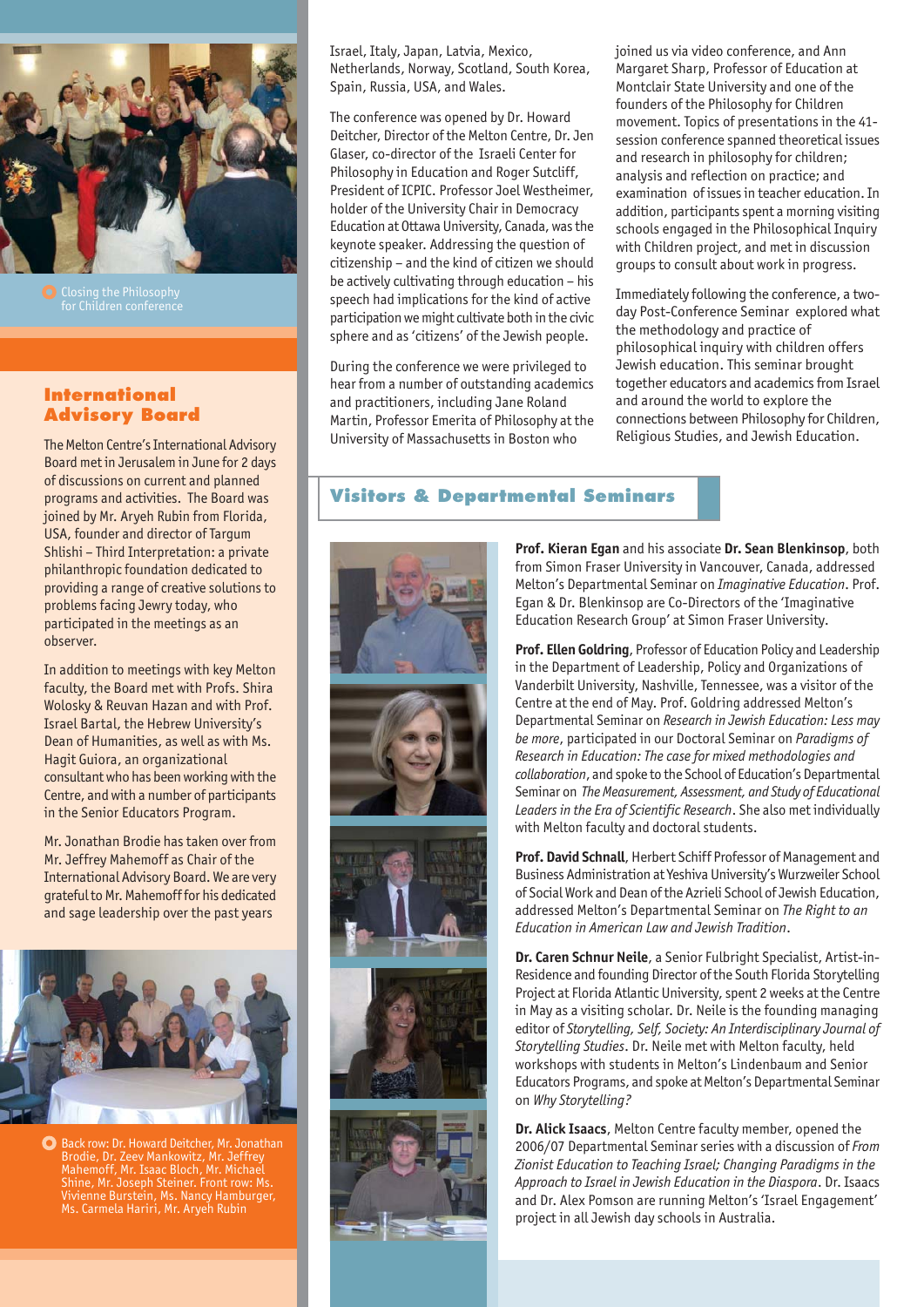Closing the Philosophy for Children conference

## International Advisory Board

The Melton Centre's International Advisory Board met in Jerusalem in June for 2 days of discussions on current and planned programs and activities. The Board was joined by Mr. Aryeh Rubin from Florida, USA, founder and director of Targum Shlishi – Third Interpretation: a private philanthropic foundation dedicated to providing a range of creative solutions to problems facing Jewry today, who participated in the meetings as an observer.

In addition to meetings with key Melton faculty, the Board met with Profs. Shira Wolosky & Reuvan Hazan and with Prof. Israel Bartal, the Hebrew University's Dean of Humanities, as well as with Ms. Hagit Guiora, an organizational consultant who has been working with the Centre, and with a number of participants in the Senior Educators Program.

Mr. Jonathan Brodie has taken over from Mr. Jeffrey Mahemoff as Chair of the International Advisory Board. We are very grateful to Mr. Mahemoff for his dedicated and sage leadership over the past years

Back row: Dr. Howard Deitcher, Mr. Jonathan Brodie, Dr. Zeev Mankowitz, Mr. Jeffrey Mahemoff, Mr. Isaac Bloch, Mr. Michael Shine, Mr. Joseph Steiner. Front row: Ms. Vivienne Burstein, Ms. Nancy Hamburger, Ms. Carmela Hariri, Mr. Aryeh Rubin

Israel, Italy, Japan, Latvia, Mexico, Netherlands, Norway, Scotland, South Korea, Spain, Russia, USA, and Wales.

The conference was opened by Dr. Howard Deitcher, Director of the Melton Centre, Dr. Jen Glaser, co-director of the Israeli Center for Philosophy in Education and Roger Sutcliff, President of ICPIC. Professor Joel Westheimer, holder of the University Chair in Democracy Education at Ottawa University, Canada, was the keynote speaker. Addressing the question of citizenship – and the kind of citizen we should be actively cultivating through education – his speech had implications for the kind of active participation we might cultivate both in the civic sphere and as 'citizens' of the Jewish people.

During the conference we were privileged to hear from a number of outstanding academics and practitioners, including Jane Roland Martin, Professor Emerita of Philosophy at the University of Massachusetts in Boston who joined us via video conference, and Ann Margaret Sharp, Professor of Education at Montclair State University and one of the founders of the Philosophy for Children movement. Topics of presentations in the 41-session conference spanned theoretical issues and research in philosophy for children; analysis and reflection on practice; and examination of issues in teacher education. In addition, participants spent a morning visiting schools engaged in the Philosophical Inquiry with Children project, and met in discussion groups to consult about work in progress.

Immediately following the conference, a two-day Post-Conference Seminar explored what the methodology and practice of philosophical inquiry with children offers Jewish education. This seminar brought together educators and academics from Israel and around the world to explore the connections between Philosophy for Children, Religious Studies, and Jewish Education.

## Visitors & Departmental Seminars

**Prof. Kieran Egan** and his associate **Dr. Sean Blenkinsop**, both from Simon Fraser University in Vancouver, Canada, addressed Melton's Departmental Seminar on *Imaginative Education*. Prof. Egan & Dr. Blenkinsop are Co-Directors of the 'Imaginative Education Research Group' at Simon Fraser University.

**Prof. Ellen Goldring**, Professor of Education Policy and Leadership in the Department of Leadership, Policy and Organizations of Vanderbilt University, Nashville, Tennessee, was a visitor of the Centre at the end of May. Prof. Golding addressed Melton's Departmental Seminar on *Research in Jewish Education: Less may be more*, participated in our Doctoral Seminar on *Paradigms of Research in Education: The case for mixed methodologies and collaboration*, and spoke to the School of Education's Departmental Seminar on *The Measurement, Assessment, and Study of Educational Leaders in the Era of Scientific Research*. She also met individually with Melton faculty and doctoral students.

**Prof. David Schnall**, Herbert Schiff Professor of Management and Business Administration at Yeshiva University's Wurzweiler School of Social Work and Dean of the Azrieli School of Jewish Education, addressed Melton's Departmental Seminar on *The Right to an Education in American Law and Jewish Tradition*.

**Dr. Caren Schnur Neile**, a Senior Fulbright Specialist, Artist-in-Residence and founding Director of the South Florida Storytelling Project at Florida Atlantic University, spent 2 weeks at the Centre in May as a visiting scholar. Dr. Neile is the founding managing editor of *Storytelling, Self, Society: An Interdisciplinary Journal of Storytelling Studies*. Dr. Neile met with Melton faculty, held workshops with students in Melton's Lindenbaum and Senior Educators Programs, and spoke at Melton's Departmental Seminar on *Why Storytelling?*

**Dr. Alick Isaacs**, Melton Centre faculty member, opened the 2006/07 Departmental Seminar series with a discussion of *From Zionist Education to Teaching Israel; Changing Paradigms in the Approach to Israel in Jewish Education in the Diaspora*. Dr. Isaacs and Dr. Alex Pomson are running Melton's 'Israel Engagement' project in all Jewish day schools in Australia.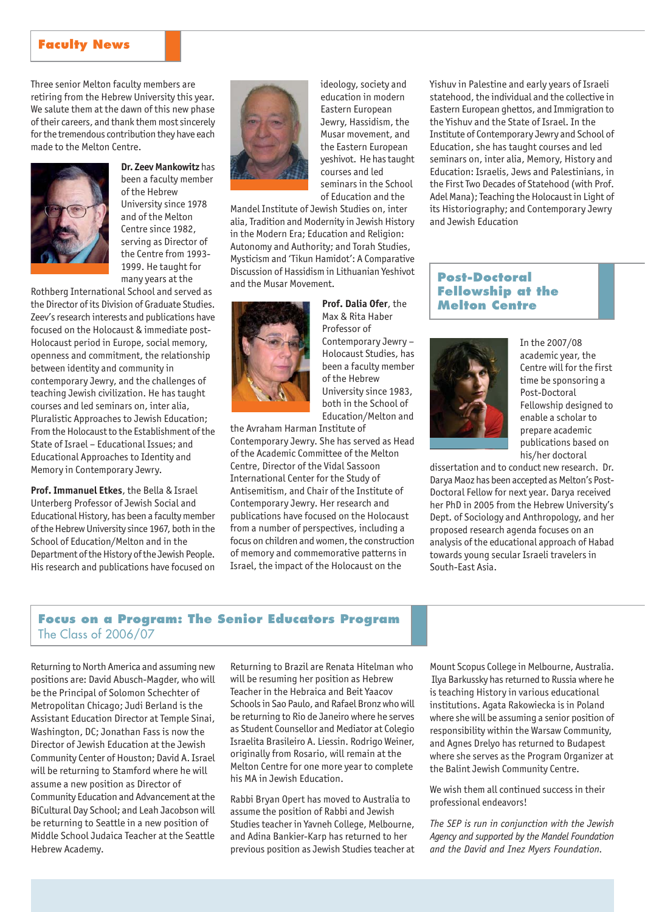## Faculty News

Three senior Melton faculty members are retiring from the Hebrew University this year. We salute them at the dawn of this new phase of their careers, and thank them most sincerely for the tremendous contribution they have each made to the Melton Centre.

**Dr. Zeev Mankowitz** has been a faculty member of the Hebrew University since 1978 and of the Melton Centre since 1982, serving as Director of the Centre from 1993-1999. He taught for many years at the Rothberg International School and served as the Director of its Division of Graduate Studies. Zeev's research interests and publications have focused on the Holocaust & immediate post-Holocaust period in Europe, social memory, openness and commitment, the relationship between identity and community in contemporary Jewry, and the challenges of teaching Jewish civilization. He has taught courses and led seminars on, inter alia, Pluralistic Approaches to Jewish Education; From the Holocaust to the Establishment of the State of Israel – Educational Issues; and Educational Approaches to Identity and Memory in Contemporary Jewry.

**Prof. Immanuel Etkes**, the Bella & Israel Unterberg Professor of Jewish Social and Educational History, has been a faculty member of the Hebrew University since 1967, both in the School of Education/Melton and in the Department of the History of the Jewish People. His research and publications have focused on ideology, society and education in modern Eastern European Jewry, Hassidism, the Musar movement, and the Eastern European yeshivot. He has taught courses and led seminars in the School of Education and the Mandel Institute of Jewish Studies on, inter alia, Tradition and Modernity in Jewish History in the Modern Era; Education and Religion: Autonomy and Authority; and Torah Studies, Mysticism and 'Tikun Hamidot': A Comparative Discussion of Hassidism in Lithuanian Yeshivot and the Musar Movement.

**Prof. Dalia Ofer**, the Max & Rita Haber Professor of Contemporary Jewry – Holocaust Studies, has been a faculty member of the Hebrew University since 1983, both in the School of Education/Melton and the Avraham Harman Institute of Contemporary Jewry. She has served as Head of the Academic Committee of the Melton Centre, Director of the Vidal Sassoon International Center for the Study of Antisemitism, and Chair of the Institute of Contemporary Jewry. Her research and publications have focused on the Holocaust from a number of perspectives, including a focus on children and women, the construction of memory and commemorative patterns in Israel, the impact of the Holocaust on the Yishuv in Palestine and early years of Israeli statehood, the individual and the collective in Eastern European ghettos, and Immigration to the Yishuv and the State of Israel. In the Institute of Contemporary Jewry and School of Education, she has taught courses and led seminars on, inter alia, Memory, History and Education: Israelis, Jews and Palestinians, in the First Two Decades of Statehood (with Prof. Adel Mana); Teaching the Holocaust in Light of its Historiography; and Contemporary Jewry and Jewish Education

## Post-Doctoral Fellowship at the Melton Centre

In the 2007/08 academic year, the Centre will for the first time be sponsoring a Post-Doctoral Fellowship designed to enable a scholar to prepare academic publications based on his/her doctoral dissertation and to conduct new research. Dr. Darya Maoz has been accepted as Melton's Post-Doctoral Fellow for next year. Darya received her PhD in 2005 from the Hebrew University's Dept. of Sociology and Anthropology, and her proposed research agenda focuses on an analysis of the educational approach of Habad towards young secular Israeli travelers in South-East Asia.

## Focus on a Program: The Senior Educators Program

### The Class of 2006/07

Returning to North America and assuming new positions are: David Abusch-Magder, who will be the Principal of Solomon Schechter of Metropolitan Chicago; Judi Berland is the Assistant Education Director at Temple Sinai, Washington, DC; Jonathan Fass is now the Director of Jewish Education at the Jewish Community Center of Houston; David A. Israel will be returning to Stamford where he will assume a new position as Director of Community Education and Advancement at the BiCultural Day School; and Leah Jacobson will be returning to Seattle in a new position of Middle School Judaica Teacher at the Seattle Hebrew Academy.

Returning to Brazil are Renata Hitelman who will be resuming her position as Hebrew Teacher in the Hebraica and Beit Yaacov Schools in Sao Paulo, and Rafael Bronz who will be returning to Rio de Janeiro where he serves as Student Counsellor and Mediator at Colegio Israelita Brasileiro A. Liessin. Rodrigo Weiner, originally from Rosario, will remain at the Melton Centre for one more year to complete his MA in Jewish Education.

Rabbi Bryan Opert has moved to Australia to assume the position of Rabbi and Jewish Studies teacher in Yavneh College, Melbourne, and Adina Bankier-Karp has returned to her previous position as Jewish Studies teacher at Mount Scopus College in Melbourne, Australia. Ilya Barkusskу has returned to Russia where he is teaching History in various educational institutions. Agata Rakowiecka is in Poland where she will be assuming a senior position of responsibility within the Warsaw Community, and Agnes Drelyo has returned to Budapest where she serves as the Program Organizer at the Balint Jewish Community Centre.

We wish them all continued success in their professional endeavors!

*The SEP is run in conjunction with the Jewish Agency and supported by the Mandel Foundation and the David and Inez Myers Foundation.*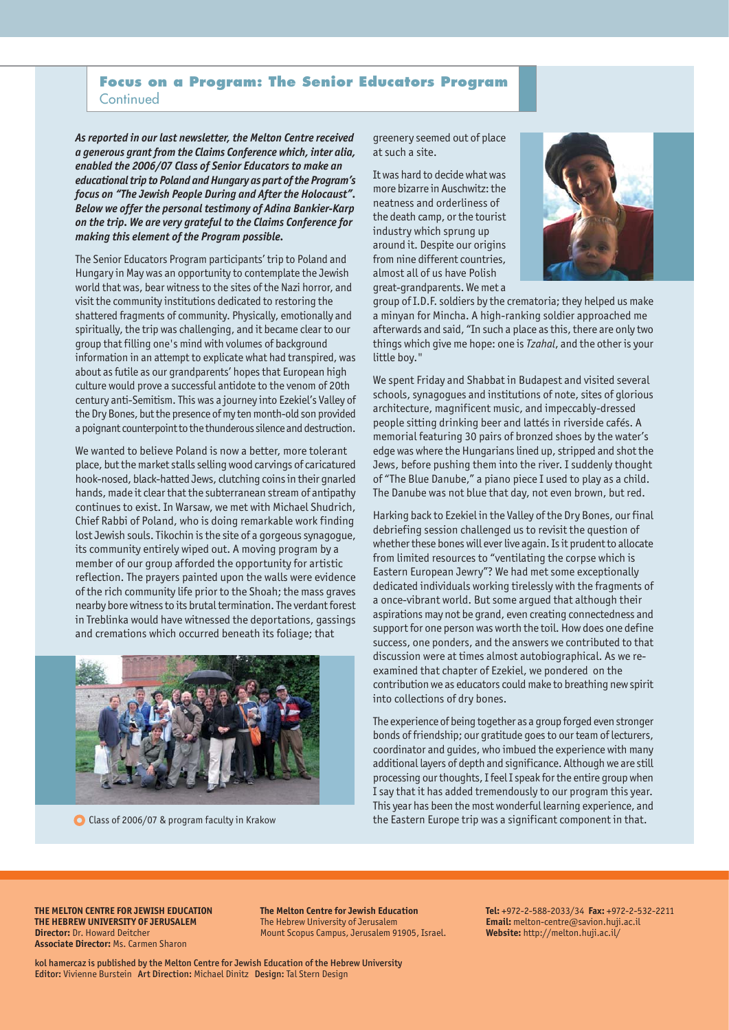## Focus on a Program: The Senior Educators Program
Continued

***As reported in our last newsletter, the Melton Centre received a generous grant from the Claims Conference which, inter alia, enabled the 2006/07 Class of Senior Educators to make an educational trip to Poland and Hungary as part of the Program's focus on "The Jewish People During and After the Holocaust". Below we offer the personal testimony of Adina Bankier-Karp on the trip. We are very grateful to the Claims Conference for making this element of the Program possible.***

The Senior Educators Program participants' trip to Poland and Hungary in May was an opportunity to contemplate the Jewish world that was, bear witness to the sites of the Nazi horror, and visit the community institutions dedicated to restoring the shattered fragments of community. Physically, emotionally and spiritually, the trip was challenging, and it became clear to our group that filling one's mind with volumes of background information in an attempt to explicate what had transpired, was about as futile as our grandparents' hopes that European high culture would prove a successful antidote to the venom of 20th century anti-Semitism. This was a journey into Ezekiel's Valley of the Dry Bones, but the presence of my ten month-old son provided a poignant counterpoint to the thunderous silence and destruction.

We wanted to believe Poland is now a better, more tolerant place, but the market stalls selling wood carvings of caricatured hook-nosed, black-hatted Jews, clutching coins in their gnarled hands, made it clear that the subterranean stream of antipathy continues to exist. In Warsaw, we met with Michael Shudrich, Chief Rabbi of Poland, who is doing remarkable work finding lost Jewish souls. Tikochin is the site of a gorgeous synagogue, its community entirely wiped out. A moving program by a member of our group afforded the opportunity for artistic reflection. The prayers painted upon the walls were evidence of the rich community life prior to the Shoah; the mass graves nearby bore witness to its brutal termination. The verdant forest in Treblinka would have witnessed the deportations, gassings and cremations which occurred beneath its foliage; that greenery seemed out of place at such a site.

Class of 2006/07 & program faculty in Krakow

It was hard to decide what was more bizarre in Auschwitz: the neatness and orderliness of the death camp, or the tourist industry which sprung up around it. Despite our origins from nine different countries, almost all of us have Polish great-grandparents. We met a group of I.D.F. soldiers by the crematoria; they helped us make a minyan for Mincha. A high-ranking soldier approached me afterwards and said, "In such a place as this, there are only two things which give me hope: one is *Tzahal*, and the other is your little boy."

We spent Friday and Shabbat in Budapest and visited several schools, synagogues and institutions of note, sites of glorious architecture, magnificent music, and impeccably-dressed people sitting drinking beer and lattés in riverside cafés. A memorial featuring 30 pairs of bronzed shoes by the water's edge was where the Hungarians lined up, stripped and shot the Jews, before pushing them into the river. I suddenly thought of "The Blue Danube," a piano piece I used to play as a child. The Danube was not blue that day, not even brown, but red.

Harking back to Ezekiel in the Valley of the Dry Bones, our final debriefing session challenged us to revisit the question of whether these bones will ever live again. Is it prudent to allocate from limited resources to "ventilating the corpse which is Eastern European Jewry"? We had met some exceptionally dedicated individuals working tirelessly with the fragments of a once-vibrant world. But some argued that although their aspirations may not be grand, even creating connectedness and support for one person was worth the toil. How does one define success, one ponders, and the answers we contributed to that discussion were at times almost autobiographical. As we re-examined that chapter of Ezekiel, we pondered on the contribution we as educators could make to breathing new spirit into collections of dry bones.

The experience of being together as a group forged even stronger bonds of friendship; our gratitude goes to our team of lecturers, coordinator and guides, who imbued the experience with many additional layers of depth and significance. Although we are still processing our thoughts, I feel I speak for the entire group when I say that it has added tremendously to our program this year. This year has been the most wonderful learning experience, and the Eastern Europe trip was a significant component in that.

**THE MELTON CENTRE FOR JEWISH EDUCATION**
**THE HEBREW UNIVERSITY OF JERUSALEM**
**Director:** Dr. Howard Deitcher
**Associate Director:** Ms. Carmen Sharon

**The Melton Centre for Jewish Education**
The Hebrew University of Jerusalem
Mount Scopus Campus, Jerusalem 91905, Israel.

**Tel:** +972-2-588-2033/34 **Fax:** +972-2-532-2211
**Email:** melton-centre@savion.huji.ac.il
**Website:** http://melton.huji.ac.il/

**kol hamercaz is published by the Melton Centre for Jewish Education of the Hebrew University**
**Editor:** Vivienne Burstein **Art Direction:** Michael Dinitz **Design:** Tal Stern Design